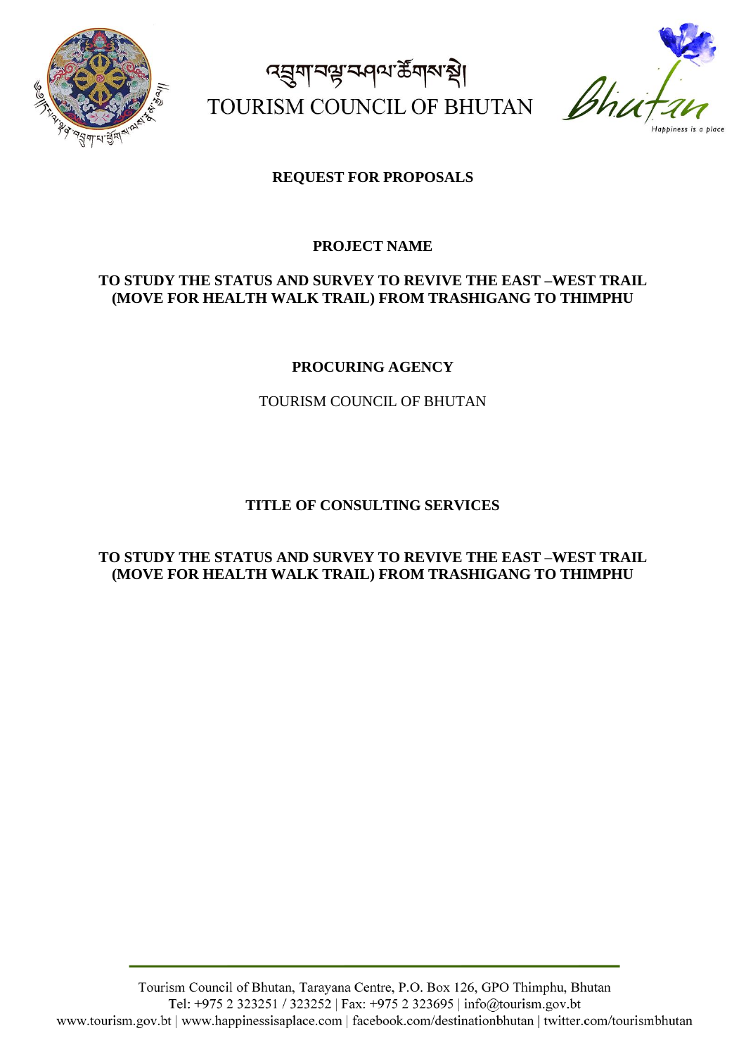འབྲུག་བསྟི་ལྟའི་ལས་ཚོགས་སྡེ།

TOURISM COUNCIL OF BHUTAN

**REQUEST FOR PROPOSALS**

**PROJECT NAME**

**TO STUDY THE STATUS AND SURVEY TO REVIVE THE EAST –WEST TRAIL (MOVE FOR HEALTH WALK TRAIL) FROM TRASHIGANG TO THIMPHU**

**PROCURING AGENCY**

TOURISM COUNCIL OF BHUTAN

**TITLE OF CONSULTING SERVICES**

**TO STUDY THE STATUS AND SURVEY TO REVIVE THE EAST –WEST TRAIL (MOVE FOR HEALTH WALK TRAIL) FROM TRASHIGANG TO THIMPHU**

Tourism Council of Bhutan, Tarayana Centre, P.O. Box 126, GPO Thimphu, Bhutan
Tel: +975 2 323251 / 323252 | Fax: +975 2 323695 | info@tourism.gov.bt
www.tourism.gov.bt | www.happinessisaplace.com | facebook.com/destinationbhutan | twitter.com/tourismbhutan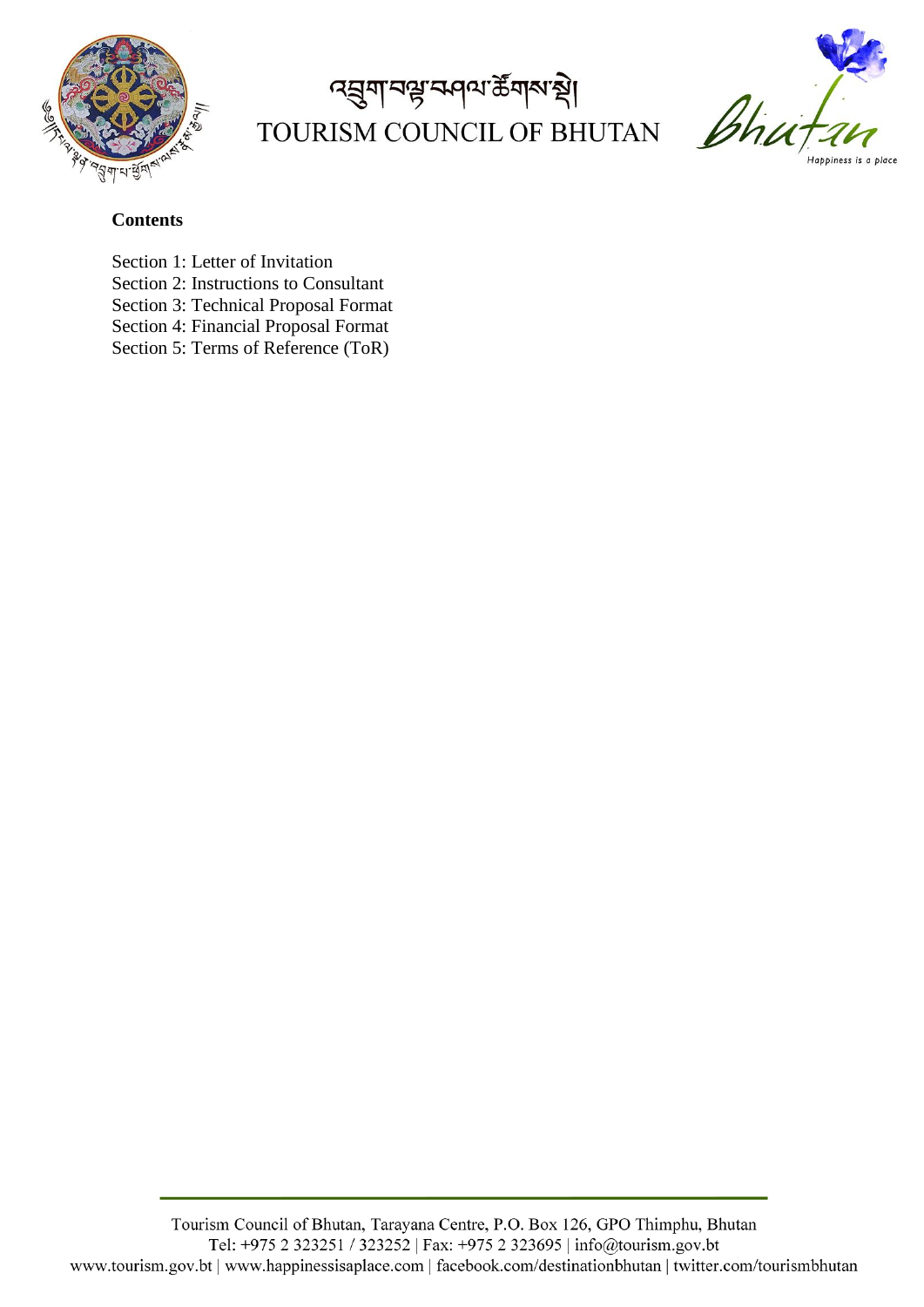**Contents**

Section 1: Letter of Invitation
Section 2: Instructions to Consultant
Section 3: Technical Proposal Format
Section 4: Financial Proposal Format
Section 5: Terms of Reference (ToR)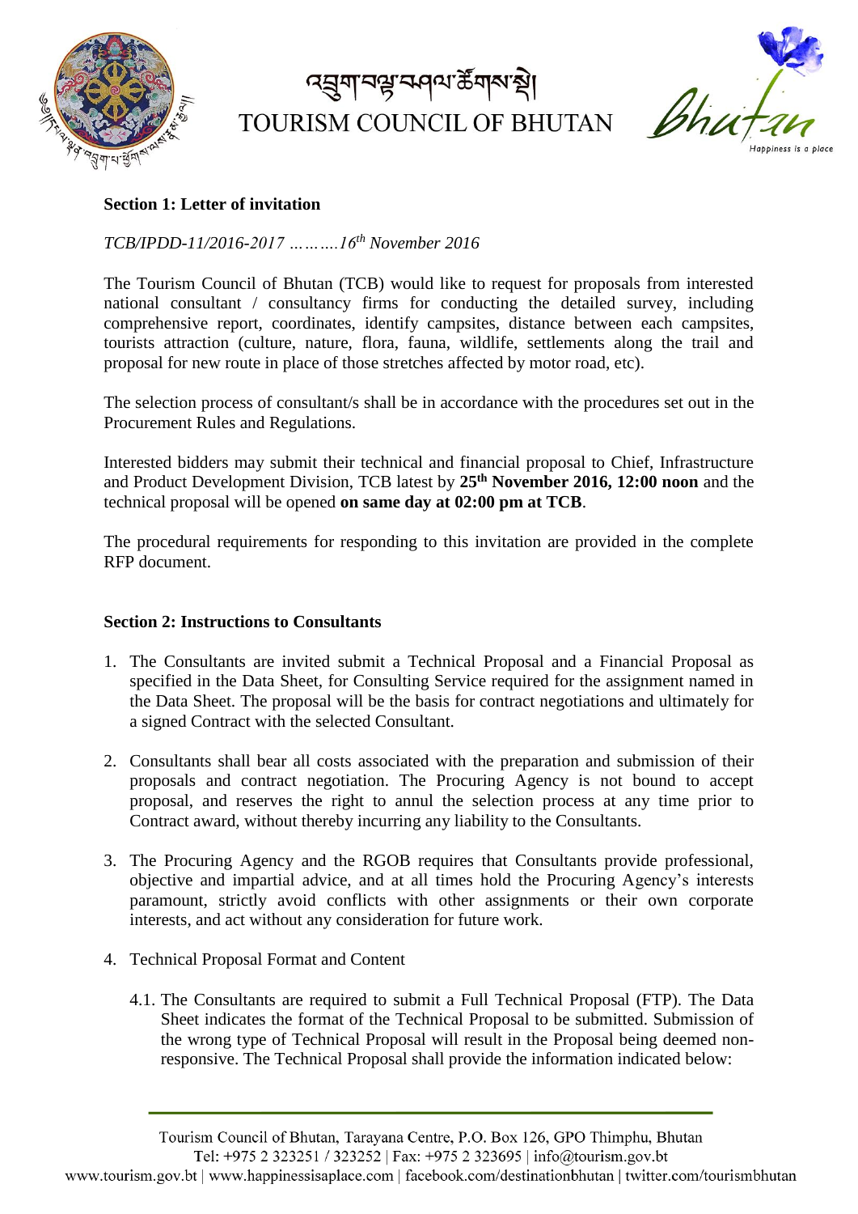## Section 1: Letter of invitation

*TCB/IPDD-11/2016-2017 ……….16th November 2016*

The Tourism Council of Bhutan (TCB) would like to request for proposals from interested national consultant / consultancy firms for conducting the detailed survey, including comprehensive report, coordinates, identify campsites, distance between each campsites, tourists attraction (culture, nature, flora, fauna, wildlife, settlements along the trail and proposal for new route in place of those stretches affected by motor road, etc).

The selection process of consultant/s shall be in accordance with the procedures set out in the Procurement Rules and Regulations.

Interested bidders may submit their technical and financial proposal to Chief, Infrastructure and Product Development Division, TCB latest by **25th November 2016, 12:00 noon** and the technical proposal will be opened **on same day at 02:00 pm at TCB**.

The procedural requirements for responding to this invitation are provided in the complete RFP document.

## Section 2: Instructions to Consultants

1. The Consultants are invited submit a Technical Proposal and a Financial Proposal as specified in the Data Sheet, for Consulting Service required for the assignment named in the Data Sheet. The proposal will be the basis for contract negotiations and ultimately for a signed Contract with the selected Consultant.

2. Consultants shall bear all costs associated with the preparation and submission of their proposals and contract negotiation. The Procuring Agency is not bound to accept proposal, and reserves the right to annul the selection process at any time prior to Contract award, without thereby incurring any liability to the Consultants.

3. The Procuring Agency and the RGOB requires that Consultants provide professional, objective and impartial advice, and at all times hold the Procuring Agency's interests paramount, strictly avoid conflicts with other assignments or their own corporate interests, and act without any consideration for future work.

4. Technical Proposal Format and Content

   4.1. The Consultants are required to submit a Full Technical Proposal (FTP). The Data Sheet indicates the format of the Technical Proposal to be submitted. Submission of the wrong type of Technical Proposal will result in the Proposal being deemed non-responsive. The Technical Proposal shall provide the information indicated below: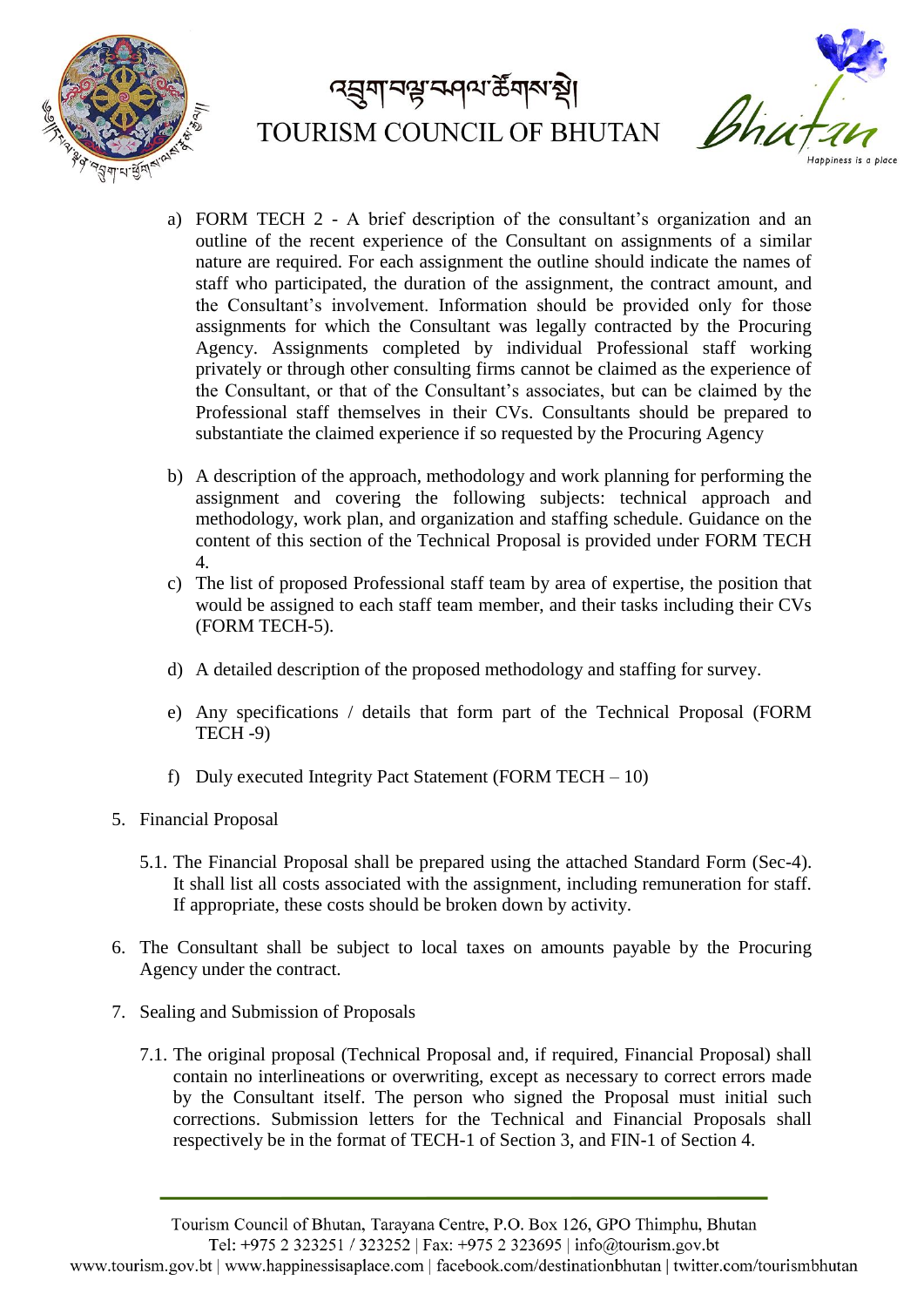a) FORM TECH 2 - A brief description of the consultant's organization and an outline of the recent experience of the Consultant on assignments of a similar nature are required. For each assignment the outline should indicate the names of staff who participated, the duration of the assignment, the contract amount, and the Consultant's involvement. Information should be provided only for those assignments for which the Consultant was legally contracted by the Procuring Agency. Assignments completed by individual Professional staff working privately or through other consulting firms cannot be claimed as the experience of the Consultant, or that of the Consultant's associates, but can be claimed by the Professional staff themselves in their CVs. Consultants should be prepared to substantiate the claimed experience if so requested by the Procuring Agency

b) A description of the approach, methodology and work planning for performing the assignment and covering the following subjects: technical approach and methodology, work plan, and organization and staffing schedule. Guidance on the content of this section of the Technical Proposal is provided under FORM TECH 4.

c) The list of proposed Professional staff team by area of expertise, the position that would be assigned to each staff team member, and their tasks including their CVs (FORM TECH-5).

d) A detailed description of the proposed methodology and staffing for survey.

e) Any specifications / details that form part of the Technical Proposal (FORM TECH -9)

f) Duly executed Integrity Pact Statement (FORM TECH – 10)

5. Financial Proposal

   5.1. The Financial Proposal shall be prepared using the attached Standard Form (Sec-4). It shall list all costs associated with the assignment, including remuneration for staff. If appropriate, these costs should be broken down by activity.

6. The Consultant shall be subject to local taxes on amounts payable by the Procuring Agency under the contract.

7. Sealing and Submission of Proposals

   7.1. The original proposal (Technical Proposal and, if required, Financial Proposal) shall contain no interlineations or overwriting, except as necessary to correct errors made by the Consultant itself. The person who signed the Proposal must initial such corrections. Submission letters for the Technical and Financial Proposals shall respectively be in the format of TECH-1 of Section 3, and FIN-1 of Section 4.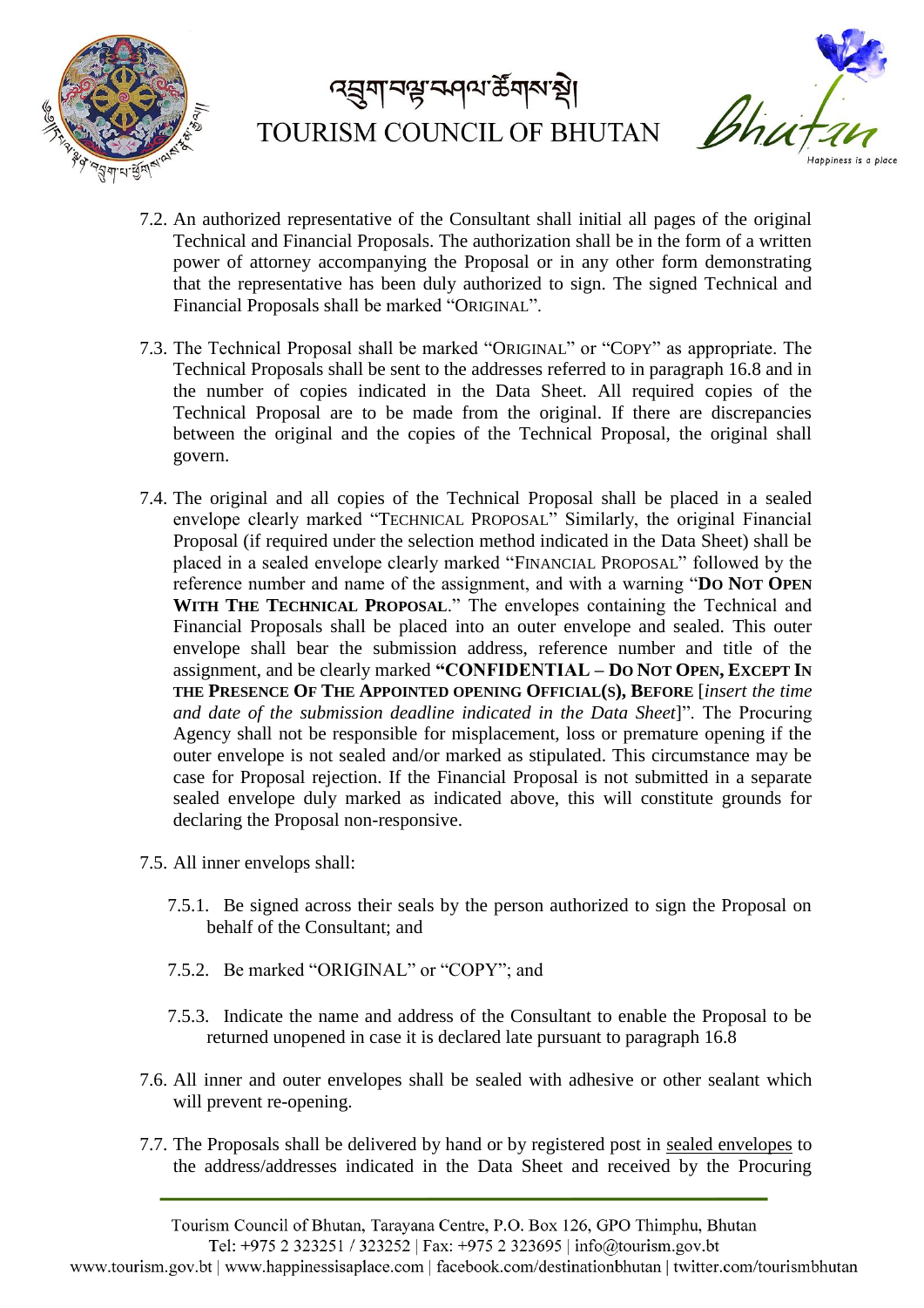7.2. An authorized representative of the Consultant shall initial all pages of the original Technical and Financial Proposals. The authorization shall be in the form of a written power of attorney accompanying the Proposal or in any other form demonstrating that the representative has been duly authorized to sign. The signed Technical and Financial Proposals shall be marked "ORIGINAL".

7.3. The Technical Proposal shall be marked "ORIGINAL" or "COPY" as appropriate. The Technical Proposals shall be sent to the addresses referred to in paragraph 16.8 and in the number of copies indicated in the Data Sheet. All required copies of the Technical Proposal are to be made from the original. If there are discrepancies between the original and the copies of the Technical Proposal, the original shall govern.

7.4. The original and all copies of the Technical Proposal shall be placed in a sealed envelope clearly marked "TECHNICAL PROPOSAL" Similarly, the original Financial Proposal (if required under the selection method indicated in the Data Sheet) shall be placed in a sealed envelope clearly marked "FINANCIAL PROPOSAL" followed by the reference number and name of the assignment, and with a warning "**DO NOT OPEN WITH THE TECHNICAL PROPOSAL**." The envelopes containing the Technical and Financial Proposals shall be placed into an outer envelope and sealed. This outer envelope shall bear the submission address, reference number and title of the assignment, and be clearly marked **"CONFIDENTIAL – DO NOT OPEN, EXCEPT IN THE PRESENCE OF THE APPOINTED OPENING OFFICIAL(S), BEFORE** [*insert the time and date of the submission deadline indicated in the Data Sheet*]". The Procuring Agency shall not be responsible for misplacement, loss or premature opening if the outer envelope is not sealed and/or marked as stipulated. This circumstance may be case for Proposal rejection. If the Financial Proposal is not submitted in a separate sealed envelope duly marked as indicated above, this will constitute grounds for declaring the Proposal non-responsive.

7.5. All inner envelops shall:

7.5.1. Be signed across their seals by the person authorized to sign the Proposal on behalf of the Consultant; and

7.5.2. Be marked "ORIGINAL" or "COPY"; and

7.5.3. Indicate the name and address of the Consultant to enable the Proposal to be returned unopened in case it is declared late pursuant to paragraph 16.8

7.6. All inner and outer envelopes shall be sealed with adhesive or other sealant which will prevent re-opening.

7.7. The Proposals shall be delivered by hand or by registered post in <u>sealed envelopes</u> to the address/addresses indicated in the Data Sheet and received by the Procuring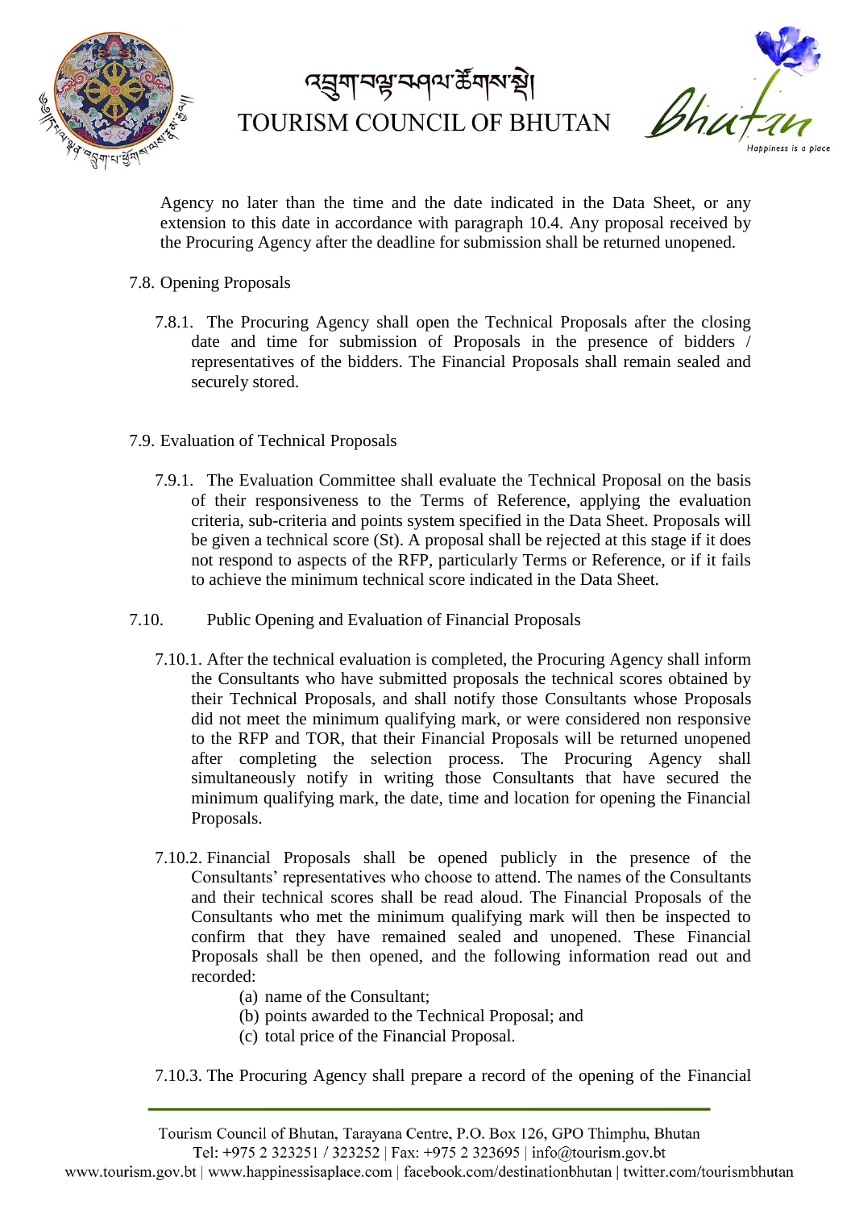Agency no later than the time and the date indicated in the Data Sheet, or any extension to this date in accordance with paragraph 10.4. Any proposal received by the Procuring Agency after the deadline for submission shall be returned unopened.

7.8. Opening Proposals

7.8.1. The Procuring Agency shall open the Technical Proposals after the closing date and time for submission of Proposals in the presence of bidders / representatives of the bidders. The Financial Proposals shall remain sealed and securely stored.

7.9. Evaluation of Technical Proposals

7.9.1. The Evaluation Committee shall evaluate the Technical Proposal on the basis of their responsiveness to the Terms of Reference, applying the evaluation criteria, sub-criteria and points system specified in the Data Sheet. Proposals will be given a technical score (St). A proposal shall be rejected at this stage if it does not respond to aspects of the RFP, particularly Terms or Reference, or if it fails to achieve the minimum technical score indicated in the Data Sheet.

7.10. Public Opening and Evaluation of Financial Proposals

7.10.1. After the technical evaluation is completed, the Procuring Agency shall inform the Consultants who have submitted proposals the technical scores obtained by their Technical Proposals, and shall notify those Consultants whose Proposals did not meet the minimum qualifying mark, or were considered non responsive to the RFP and TOR, that their Financial Proposals will be returned unopened after completing the selection process. The Procuring Agency shall simultaneously notify in writing those Consultants that have secured the minimum qualifying mark, the date, time and location for opening the Financial Proposals.

7.10.2. Financial Proposals shall be opened publicly in the presence of the Consultants' representatives who choose to attend. The names of the Consultants and their technical scores shall be read aloud. The Financial Proposals of the Consultants who met the minimum qualifying mark will then be inspected to confirm that they have remained sealed and unopened. These Financial Proposals shall be then opened, and the following information read out and recorded:

(a) name of the Consultant;
(b) points awarded to the Technical Proposal; and
(c) total price of the Financial Proposal.

7.10.3. The Procuring Agency shall prepare a record of the opening of the Financial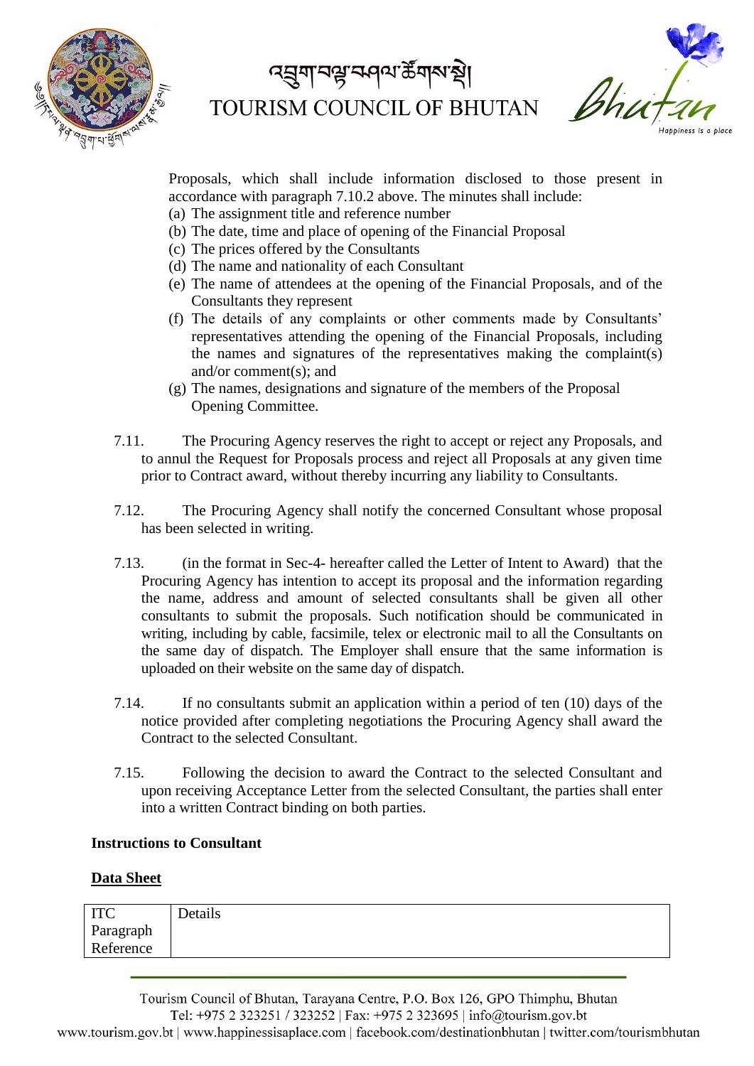Proposals, which shall include information disclosed to those present in accordance with paragraph 7.10.2 above. The minutes shall include:

(a) The assignment title and reference number
(b) The date, time and place of opening of the Financial Proposal
(c) The prices offered by the Consultants
(d) The name and nationality of each Consultant
(e) The name of attendees at the opening of the Financial Proposals, and of the Consultants they represent
(f) The details of any complaints or other comments made by Consultants' representatives attending the opening of the Financial Proposals, including the names and signatures of the representatives making the complaint(s) and/or comment(s); and
(g) The names, designations and signature of the members of the Proposal Opening Committee.

7.11. The Procuring Agency reserves the right to accept or reject any Proposals, and to annul the Request for Proposals process and reject all Proposals at any given time prior to Contract award, without thereby incurring any liability to Consultants.

7.12. The Procuring Agency shall notify the concerned Consultant whose proposal has been selected in writing.

7.13. (in the format in Sec-4- hereafter called the Letter of Intent to Award) that the Procuring Agency has intention to accept its proposal and the information regarding the name, address and amount of selected consultants shall be given all other consultants to submit the proposals. Such notification should be communicated in writing, including by cable, facsimile, telex or electronic mail to all the Consultants on the same day of dispatch. The Employer shall ensure that the same information is uploaded on their website on the same day of dispatch.

7.14. If no consultants submit an application within a period of ten (10) days of the notice provided after completing negotiations the Procuring Agency shall award the Contract to the selected Consultant.

7.15. Following the decision to award the Contract to the selected Consultant and upon receiving Acceptance Letter from the selected Consultant, the parties shall enter into a written Contract binding on both parties.

**Instructions to Consultant**

**Data Sheet**

| ITC Paragraph Reference | Details |
|---|---|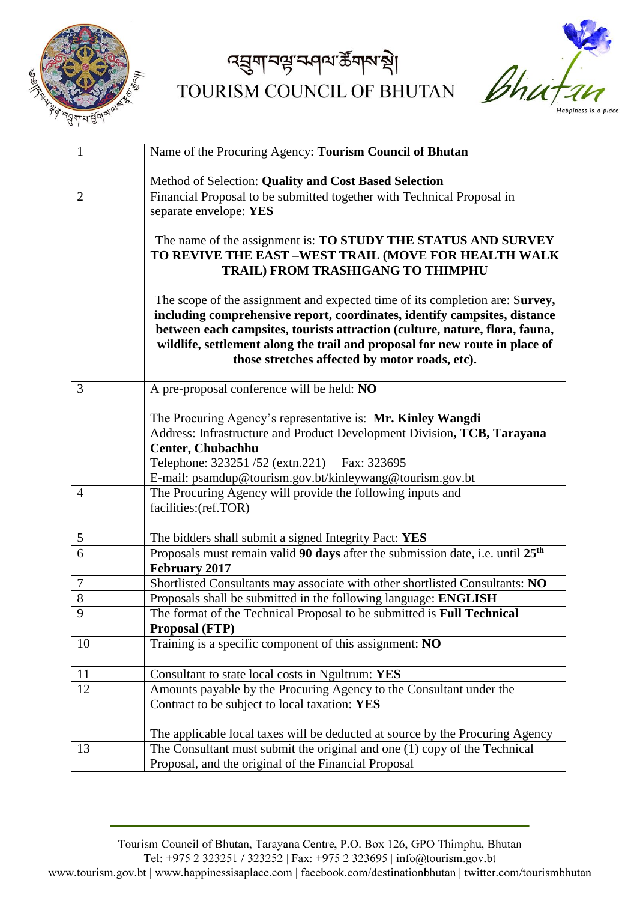འབྲུག་བསྐྱོད་འཆར་ཚོགས་སྡེ།
TOURISM COUNCIL OF BHUTAN

| 1 | Name of the Procuring Agency: **Tourism Council of Bhutan**<br><br>Method of Selection: **Quality and Cost Based Selection** |
|---|---|
| 2 | Financial Proposal to be submitted together with Technical Proposal in separate envelope: **YES**<br><br>The name of the assignment is: **TO STUDY THE STATUS AND SURVEY TO REVIVE THE EAST –WEST TRAIL (MOVE FOR HEALTH WALK TRAIL) FROM TRASHIGANG TO THIMPHU**<br><br>The scope of the assignment and expected time of its completion are: S**urvey, including comprehensive report, coordinates, identify campsites, distance between each campsites, tourists attraction (culture, nature, flora, fauna, wildlife, settlement along the trail and proposal for new route in place of those stretches affected by motor roads, etc).** |
| 3 | A pre-proposal conference will be held: **NO**<br><br>The Procuring Agency's representative is: **Mr. Kinley Wangdi**<br>Address: Infrastructure and Product Development Division**, TCB, Tarayana Center, Chubachhu**<br>Telephone: 323251 /52 (extn.221) Fax: 323695<br>E-mail: psamdup@tourism.gov.bt/kinleywang@tourism.gov.bt |
| 4 | The Procuring Agency will provide the following inputs and facilities:(ref.TOR) |
| 5 | The bidders shall submit a signed Integrity Pact: **YES** |
| 6 | Proposals must remain valid **90 days** after the submission date, i.e. until **25th February 2017** |
| 7 | Shortlisted Consultants may associate with other shortlisted Consultants: **NO** |
| 8 | Proposals shall be submitted in the following language: **ENGLISH** |
| 9 | The format of the Technical Proposal to be submitted is **Full Technical Proposal (FTP)** |
| 10 | Training is a specific component of this assignment: **NO** |
| 11 | Consultant to state local costs in Ngultrum: **YES** |
| 12 | Amounts payable by the Procuring Agency to the Consultant under the Contract to be subject to local taxation: **YES**<br><br>The applicable local taxes will be deducted at source by the Procuring Agency |
| 13 | The Consultant must submit the original and one (1) copy of the Technical Proposal, and the original of the Financial Proposal |

Tourism Council of Bhutan, Tarayana Centre, P.O. Box 126, GPO Thimphu, Bhutan
Tel: +975 2 323251 / 323252 | Fax: +975 2 323695 | info@tourism.gov.bt
www.tourism.gov.bt | www.happinessisaplace.com | facebook.com/destinationbhutan | twitter.com/tourismbhutan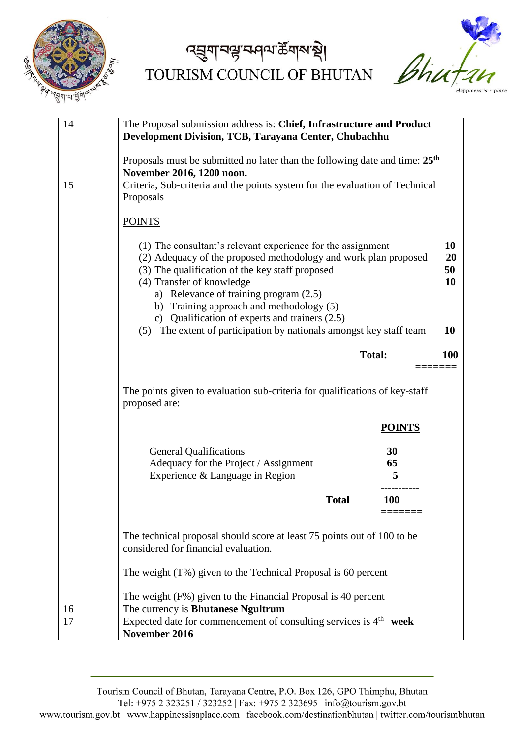| | |
|---|---|
| 14 | The Proposal submission address is: **Chief, Infrastructure and Product Development Division, TCB, Tarayana Center, Chubachhu**<br><br>Proposals must be submitted no later than the following date and time: **25th November 2016, 1200 noon.** |
| 15 | Criteria, Sub-criteria and the points system for the evaluation of Technical Proposals<br><br>POINTS<br><br>(1) The consultant's relevant experience for the assignment **10**<br>(2) Adequacy of the proposed methodology and work plan proposed **20**<br>(3) The qualification of the key staff proposed **50**<br>(4) Transfer of knowledge **10**<br>a) Relevance of training program (2.5)<br>b) Training approach and methodology (5)<br>c) Qualification of experts and trainers (2.5)<br>(5) The extent of participation by nationals amongst key staff team **10**<br><br>**Total: 100**<br><br>The points given to evaluation sub-criteria for qualifications of key-staff proposed are:<br><br>**POINTS**<br><br>General Qualifications **30**<br>Adequacy for the Project / Assignment **65**<br>Experience & Language in Region **5**<br><br>**Total 100**<br><br>The technical proposal should score at least 75 points out of 100 to be considered for financial evaluation.<br><br>The weight (T%) given to the Technical Proposal is 60 percent<br><br>The weight (F%) given to the Financial Proposal is 40 percent |
| 16 | The currency is **Bhutanese Ngultrum** |
| 17 | Expected date for commencement of consulting services is 4th **week November 2016** |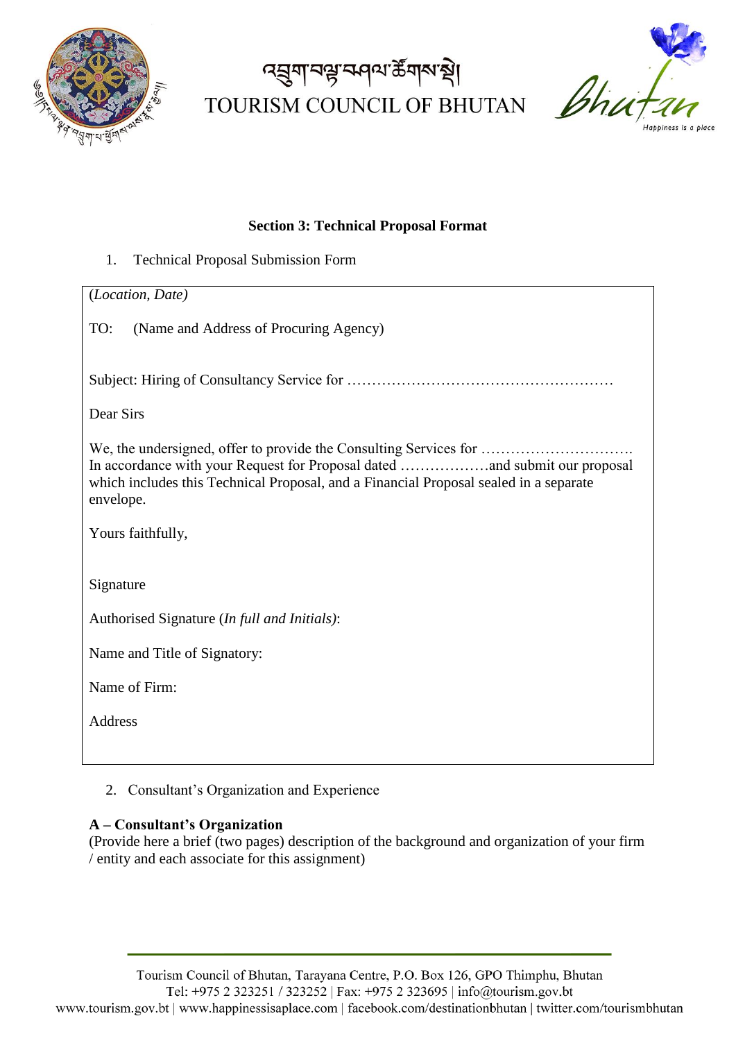**Section 3: Technical Proposal Format**

1. Technical Proposal Submission Form

(*Location, Date)*

TO: (Name and Address of Procuring Agency)

Subject: Hiring of Consultancy Service for ………………………………………………

Dear Sirs

We, the undersigned, offer to provide the Consulting Services for …………………………. In accordance with your Request for Proposal dated ………………and submit our proposal which includes this Technical Proposal, and a Financial Proposal sealed in a separate envelope.

Yours faithfully,

Signature

Authorised Signature (*In full and Initials)*:

Name and Title of Signatory:

Name of Firm:

Address

2. Consultant's Organization and Experience

**A – Consultant's Organization**

(Provide here a brief (two pages) description of the background and organization of your firm / entity and each associate for this assignment)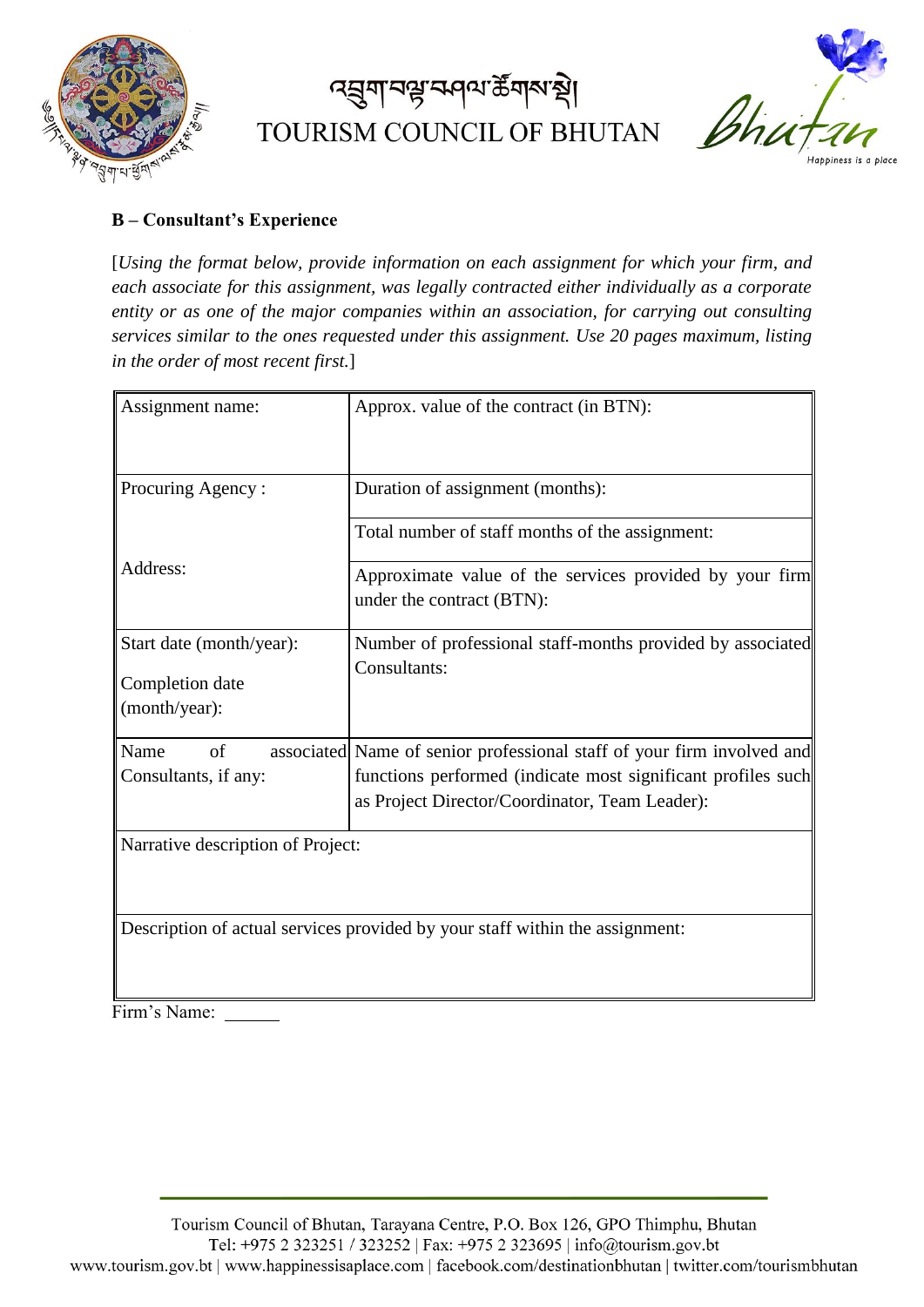**B – Consultant's Experience**

[*Using the format below, provide information on each assignment for which your firm, and each associate for this assignment, was legally contracted either individually as a corporate entity or as one of the major companies within an association, for carrying out consulting services similar to the ones requested under this assignment. Use 20 pages maximum, listing in the order of most recent first.*]

| Assignment name: | Approx. value of the contract (in BTN): |
|---|---|
| Procuring Agency :<br><br>Address: | Duration of assignment (months): |
| | Total number of staff months of the assignment: |
| | Approximate value of the services provided by your firm under the contract (BTN): |
| Start date (month/year):<br><br>Completion date (month/year): | Number of professional staff-months provided by associated Consultants: |
| Name of associated Consultants, if any: | Name of senior professional staff of your firm involved and functions performed (indicate most significant profiles such as Project Director/Coordinator, Team Leader): |
| Narrative description of Project: | |
| Description of actual services provided by your staff within the assignment: | |

Firm's Name: ______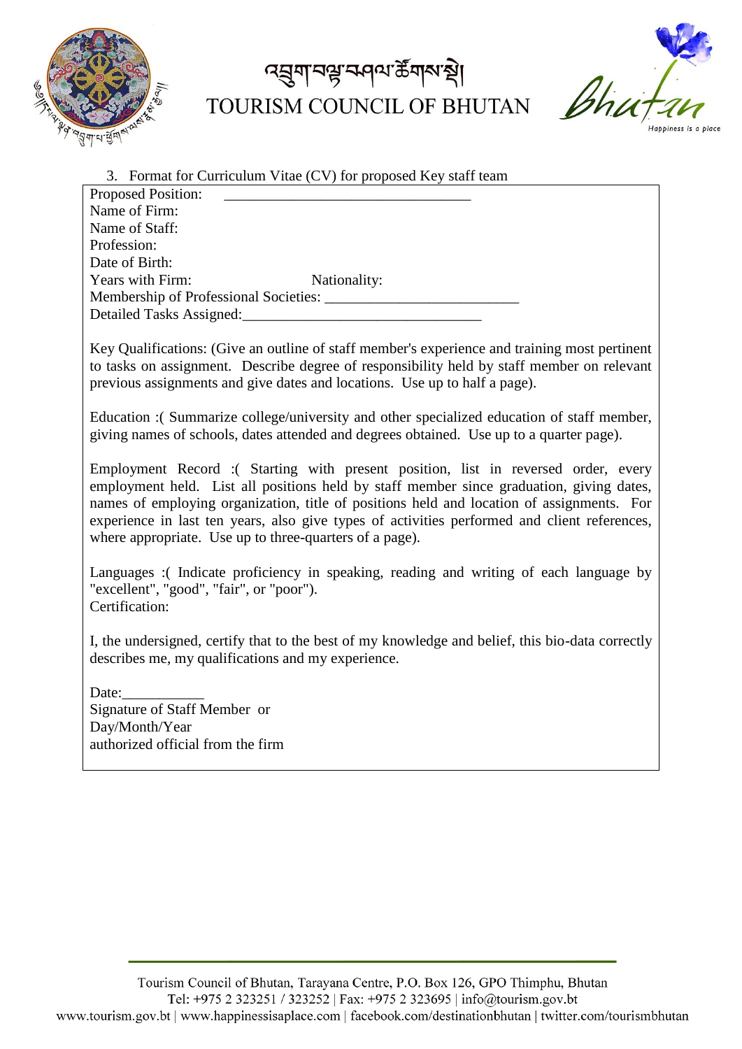3. Format for Curriculum Vitae (CV) for proposed Key staff team

Proposed Position: ________________________________
Name of Firm:
Name of Staff:
Profession:
Date of Birth:
Years with Firm: Nationality:
Membership of Professional Societies: _________________________
Detailed Tasks Assigned:_______________________________

Key Qualifications: (Give an outline of staff member's experience and training most pertinent to tasks on assignment. Describe degree of responsibility held by staff member on relevant previous assignments and give dates and locations. Use up to half a page).

Education :( Summarize college/university and other specialized education of staff member, giving names of schools, dates attended and degrees obtained. Use up to a quarter page).

Employment Record :( Starting with present position, list in reversed order, every employment held. List all positions held by staff member since graduation, giving dates, names of employing organization, title of positions held and location of assignments. For experience in last ten years, also give types of activities performed and client references, where appropriate. Use up to three-quarters of a page).

Languages :( Indicate proficiency in speaking, reading and writing of each language by "excellent", "good", "fair", or "poor").
Certification:

I, the undersigned, certify that to the best of my knowledge and belief, this bio-data correctly describes me, my qualifications and my experience.

Date:___________
Signature of Staff Member or
Day/Month/Year
authorized official from the firm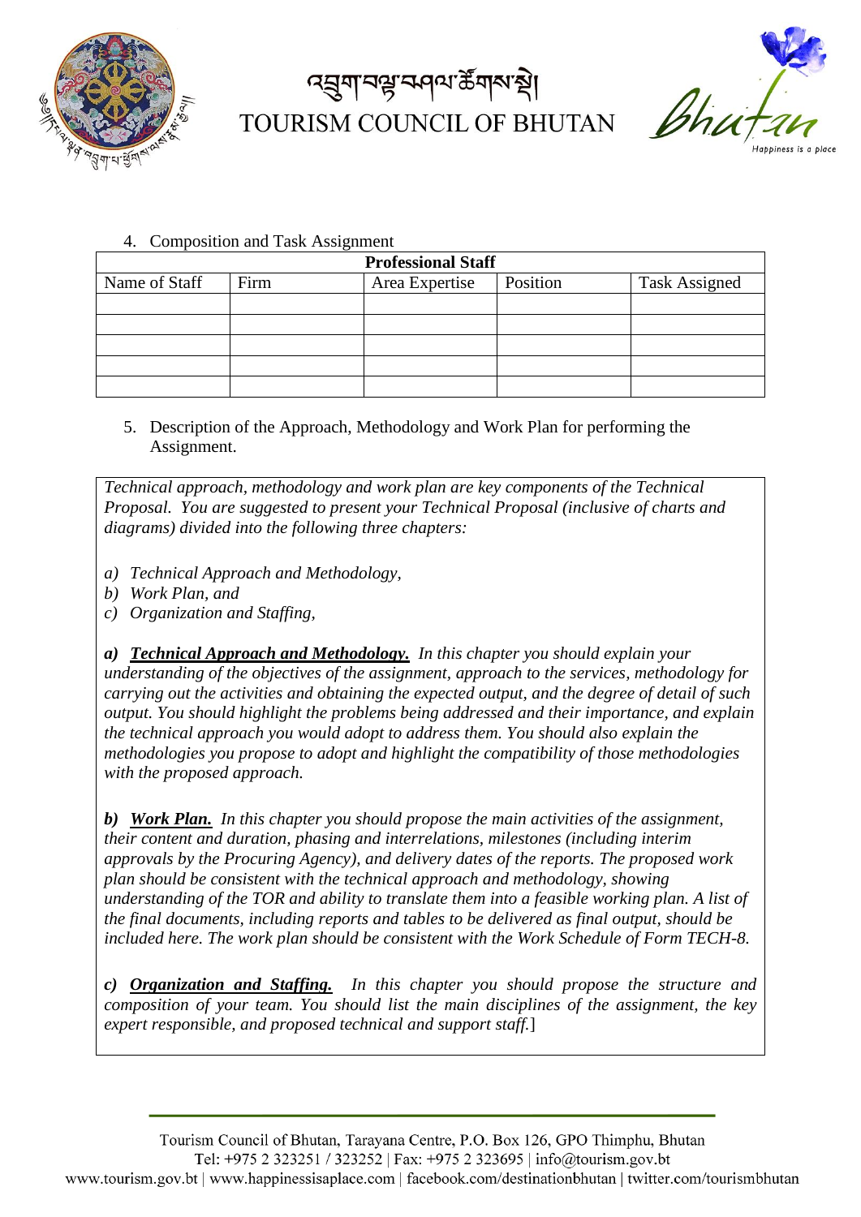4. Composition and Task Assignment

| Professional Staff | | | | |
|---|---|---|---|---|
| Name of Staff | Firm | Area Expertise | Position | Task Assigned |
| | | | | |
| | | | | |
| | | | | |
| | | | | |
| | | | | |

5. Description of the Approach, Methodology and Work Plan for performing the Assignment.

*Technical approach, methodology and work plan are key components of the Technical Proposal. You are suggested to present your Technical Proposal (inclusive of charts and diagrams) divided into the following three chapters:*

*a) Technical Approach and Methodology,*
*b) Work Plan, and*
*c) Organization and Staffing,*

***a) Technical Approach and Methodology.*** *In this chapter you should explain your understanding of the objectives of the assignment, approach to the services, methodology for carrying out the activities and obtaining the expected output, and the degree of detail of such output. You should highlight the problems being addressed and their importance, and explain the technical approach you would adopt to address them. You should also explain the methodologies you propose to adopt and highlight the compatibility of those methodologies with the proposed approach.*

***b) Work Plan.*** *In this chapter you should propose the main activities of the assignment, their content and duration, phasing and interrelations, milestones (including interim approvals by the Procuring Agency), and delivery dates of the reports. The proposed work plan should be consistent with the technical approach and methodology, showing understanding of the TOR and ability to translate them into a feasible working plan. A list of the final documents, including reports and tables to be delivered as final output, should be included here. The work plan should be consistent with the Work Schedule of Form TECH-8.*

***c) Organization and Staffing.*** *In this chapter you should propose the structure and composition of your team. You should list the main disciplines of the assignment, the key expert responsible, and proposed technical and support staff.*]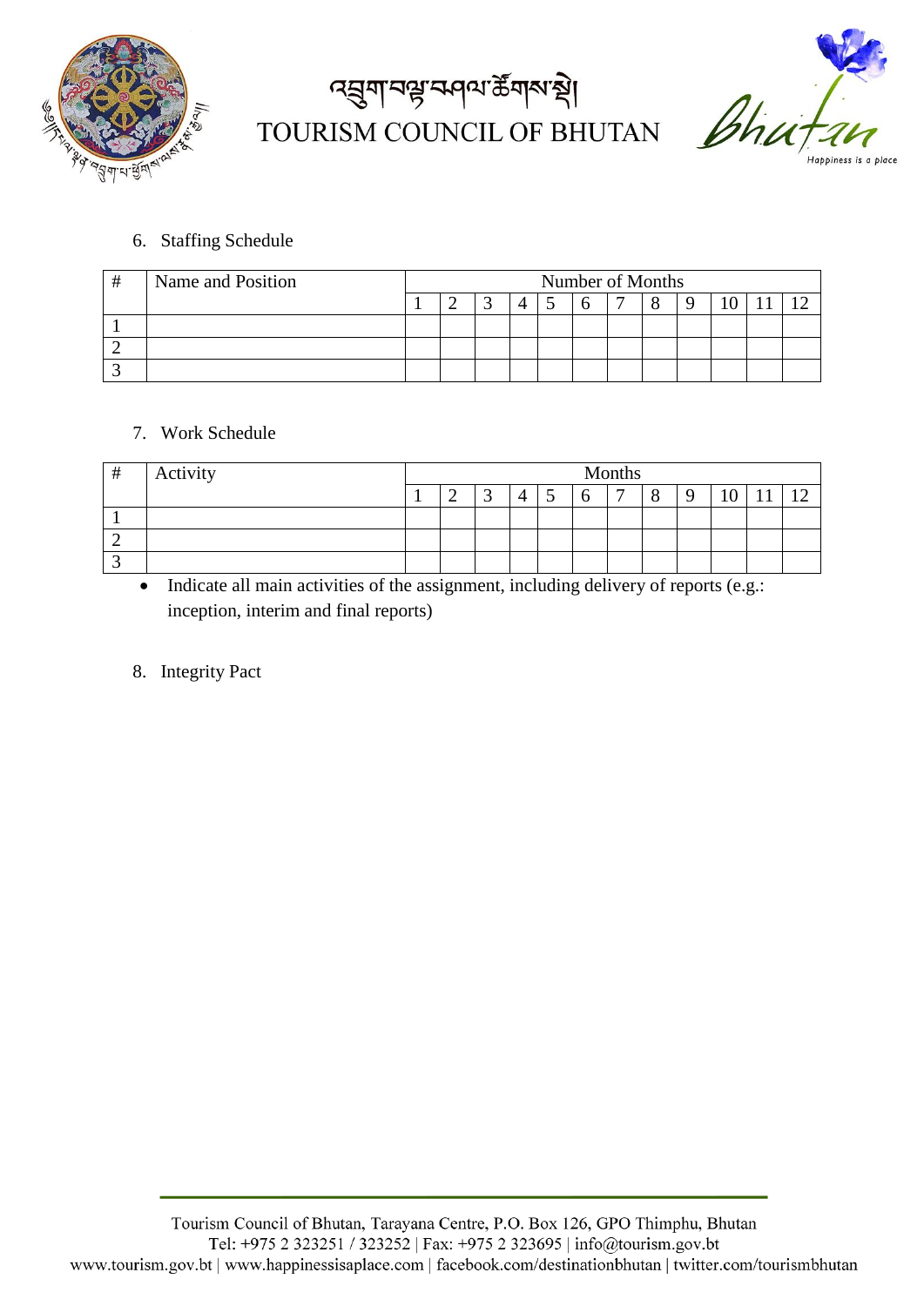6. Staffing Schedule

| # | Name and Position | Number of Months | | | | | | | | | | | |
|---|---|---|---|---|---|---|---|---|---|---|---|---|---|
| | | 1 | 2 | 3 | 4 | 5 | 6 | 7 | 8 | 9 | 10 | 11 | 12 |
| 1 | | | | | | | | | | | | | |
| 2 | | | | | | | | | | | | | |
| 3 | | | | | | | | | | | | | |

7. Work Schedule

| # | Activity | Months | | | | | | | | | | | |
|---|---|---|---|---|---|---|---|---|---|---|---|---|---|
| | | 1 | 2 | 3 | 4 | 5 | 6 | 7 | 8 | 9 | 10 | 11 | 12 |
| 1 | | | | | | | | | | | | | |
| 2 | | | | | | | | | | | | | |
| 3 | | | | | | | | | | | | | |

- Indicate all main activities of the assignment, including delivery of reports (e.g.: inception, interim and final reports)

8. Integrity Pact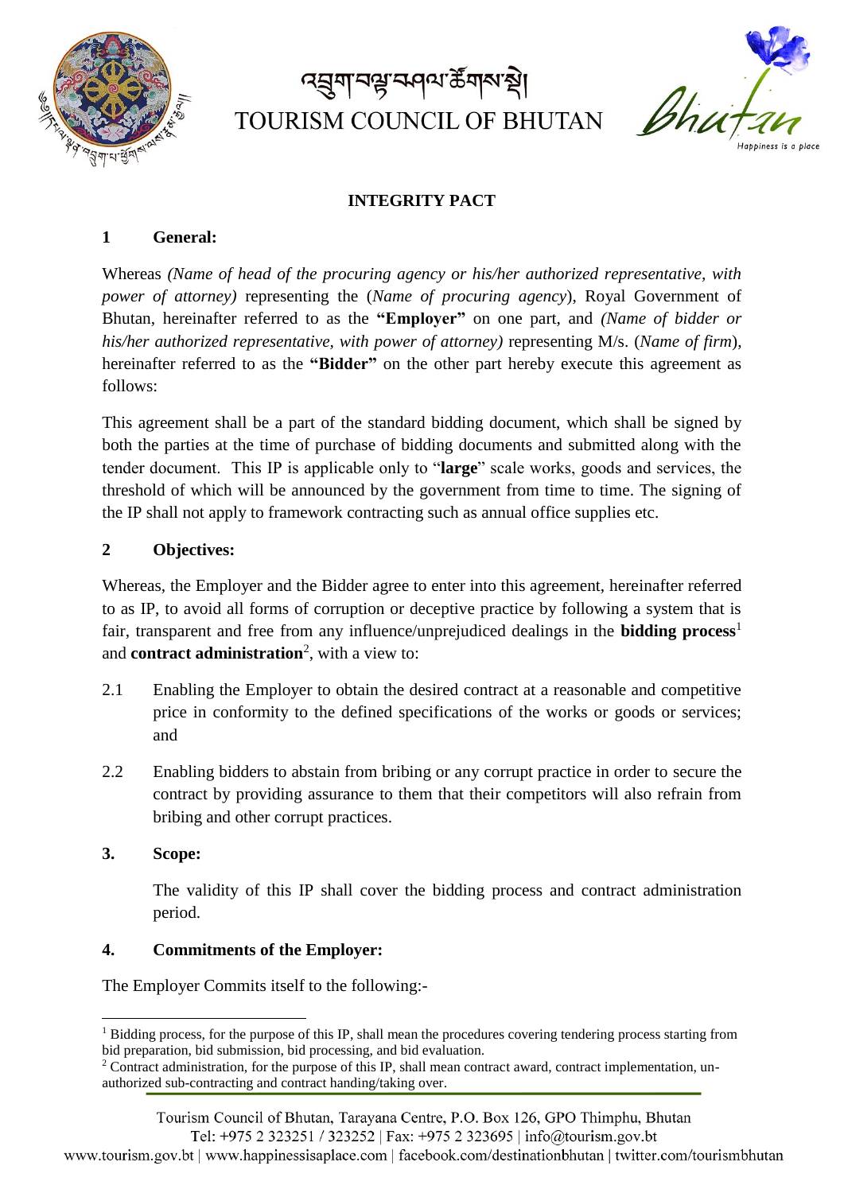# INTEGRITY PACT

## 1 General:

Whereas *(Name of head of the procuring agency or his/her authorized representative, with power of attorney)* representing the (*Name of procuring agency*), Royal Government of Bhutan, hereinafter referred to as the **"Employer"** on one part, and *(Name of bidder or his/her authorized representative, with power of attorney)* representing M/s. (*Name of firm*), hereinafter referred to as the **"Bidder"** on the other part hereby execute this agreement as follows:

This agreement shall be a part of the standard bidding document, which shall be signed by both the parties at the time of purchase of bidding documents and submitted along with the tender document. This IP is applicable only to "**large**" scale works, goods and services, the threshold of which will be announced by the government from time to time. The signing of the IP shall not apply to framework contracting such as annual office supplies etc.

## 2 Objectives:

Whereas, the Employer and the Bidder agree to enter into this agreement, hereinafter referred to as IP, to avoid all forms of corruption or deceptive practice by following a system that is fair, transparent and free from any influence/unprejudiced dealings in the **bidding process**[1] and **contract administration**[2], with a view to:

2.1 Enabling the Employer to obtain the desired contract at a reasonable and competitive price in conformity to the defined specifications of the works or goods or services; and

2.2 Enabling bidders to abstain from bribing or any corrupt practice in order to secure the contract by providing assurance to them that their competitors will also refrain from bribing and other corrupt practices.

## 3. Scope:

The validity of this IP shall cover the bidding process and contract administration period.

## 4. Commitments of the Employer:

The Employer Commits itself to the following:-

---

[1] Bidding process, for the purpose of this IP, shall mean the procedures covering tendering process starting from bid preparation, bid submission, bid processing, and bid evaluation.

[2] Contract administration, for the purpose of this IP, shall mean contract award, contract implementation, un-authorized sub-contracting and contract handing/taking over.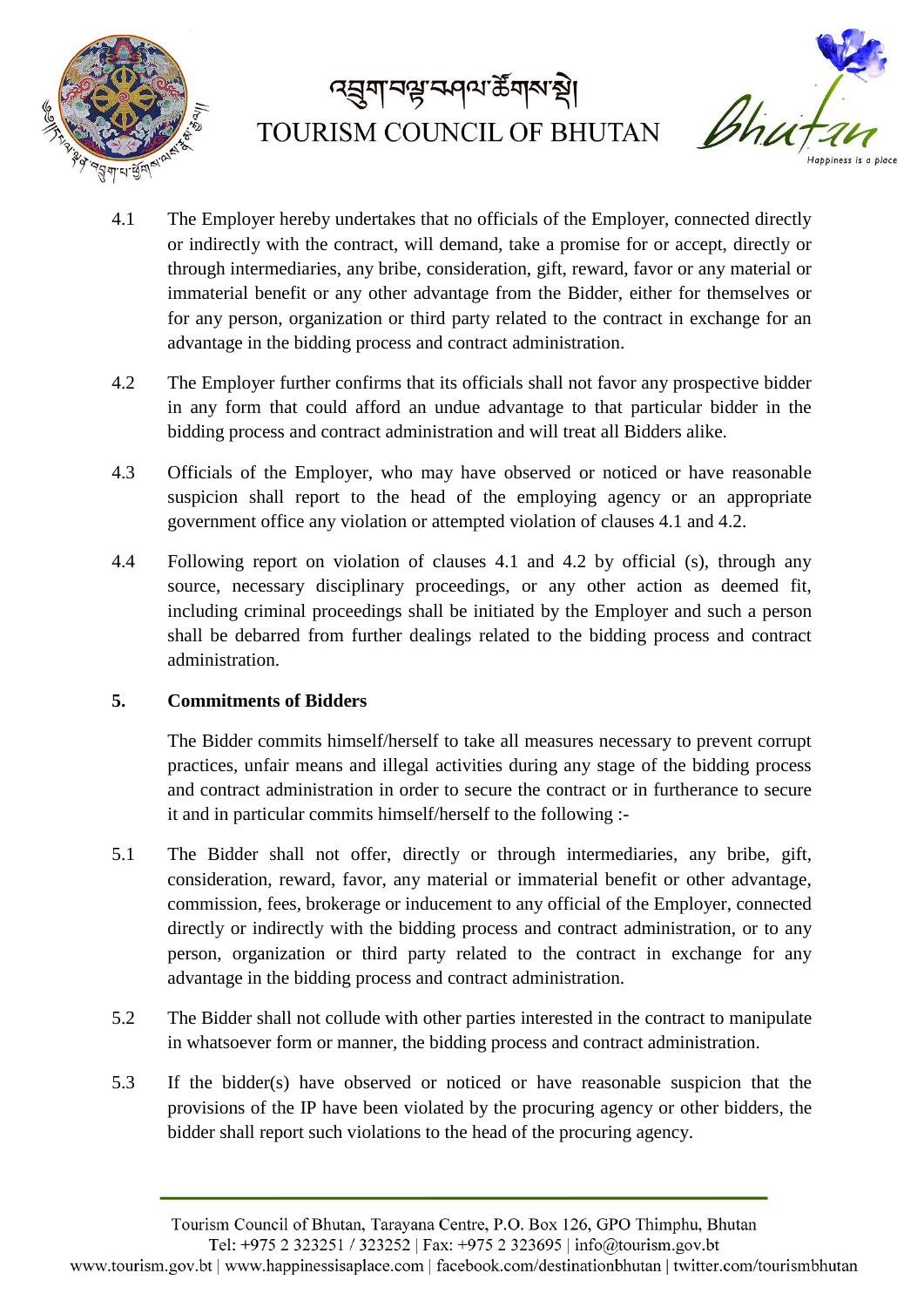4.1 The Employer hereby undertakes that no officials of the Employer, connected directly or indirectly with the contract, will demand, take a promise for or accept, directly or through intermediaries, any bribe, consideration, gift, reward, favor or any material or immaterial benefit or any other advantage from the Bidder, either for themselves or for any person, organization or third party related to the contract in exchange for an advantage in the bidding process and contract administration.

4.2 The Employer further confirms that its officials shall not favor any prospective bidder in any form that could afford an undue advantage to that particular bidder in the bidding process and contract administration and will treat all Bidders alike.

4.3 Officials of the Employer, who may have observed or noticed or have reasonable suspicion shall report to the head of the employing agency or an appropriate government office any violation or attempted violation of clauses 4.1 and 4.2.

4.4 Following report on violation of clauses 4.1 and 4.2 by official (s), through any source, necessary disciplinary proceedings, or any other action as deemed fit, including criminal proceedings shall be initiated by the Employer and such a person shall be debarred from further dealings related to the bidding process and contract administration.

## 5. Commitments of Bidders

The Bidder commits himself/herself to take all measures necessary to prevent corrupt practices, unfair means and illegal activities during any stage of the bidding process and contract administration in order to secure the contract or in furtherance to secure it and in particular commits himself/herself to the following :-

5.1 The Bidder shall not offer, directly or through intermediaries, any bribe, gift, consideration, reward, favor, any material or immaterial benefit or other advantage, commission, fees, brokerage or inducement to any official of the Employer, connected directly or indirectly with the bidding process and contract administration, or to any person, organization or third party related to the contract in exchange for any advantage in the bidding process and contract administration.

5.2 The Bidder shall not collude with other parties interested in the contract to manipulate in whatsoever form or manner, the bidding process and contract administration.

5.3 If the bidder(s) have observed or noticed or have reasonable suspicion that the provisions of the IP have been violated by the procuring agency or other bidders, the bidder shall report such violations to the head of the procuring agency.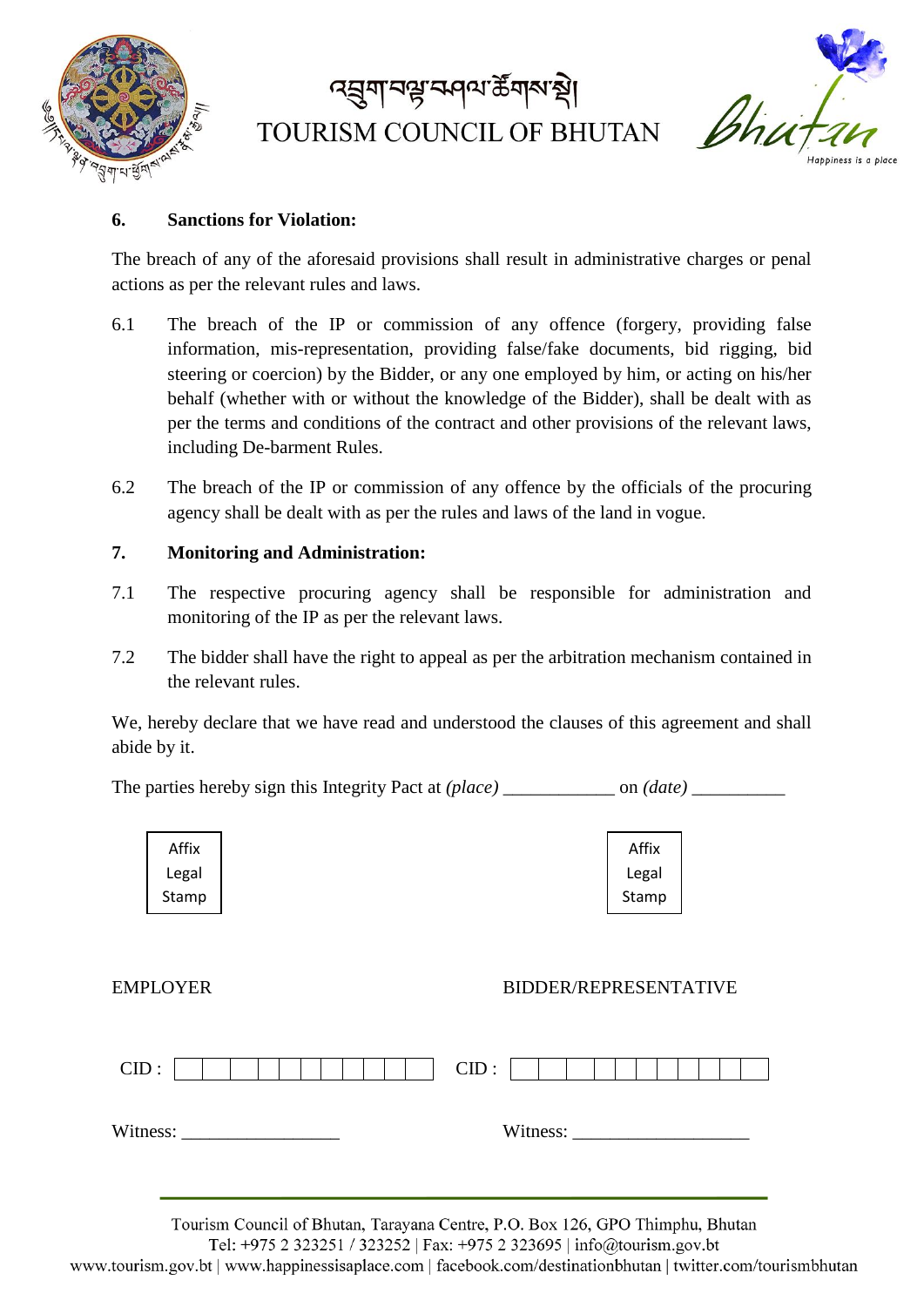### 6. Sanctions for Violation:

The breach of any of the aforesaid provisions shall result in administrative charges or penal actions as per the relevant rules and laws.

6.1 The breach of the IP or commission of any offence (forgery, providing false information, mis-representation, providing false/fake documents, bid rigging, bid steering or coercion) by the Bidder, or any one employed by him, or acting on his/her behalf (whether with or without the knowledge of the Bidder), shall be dealt with as per the terms and conditions of the contract and other provisions of the relevant laws, including De-barment Rules.

6.2 The breach of the IP or commission of any offence by the officials of the procuring agency shall be dealt with as per the rules and laws of the land in vogue.

### 7. Monitoring and Administration:

7.1 The respective procuring agency shall be responsible for administration and monitoring of the IP as per the relevant laws.

7.2 The bidder shall have the right to appeal as per the arbitration mechanism contained in the relevant rules.

We, hereby declare that we have read and understood the clauses of this agreement and shall abide by it.

The parties hereby sign this Integrity Pact at *(place)* ____________ on *(date)* __________

| Affix Legal Stamp | | Affix Legal Stamp |
|---|---|---|

EMPLOYER

CID : | | | | | | | | | | | |

Witness: _________________

BIDDER/REPRESENTATIVE

CID : | | | | | | | | | | | |

Witness: ___________________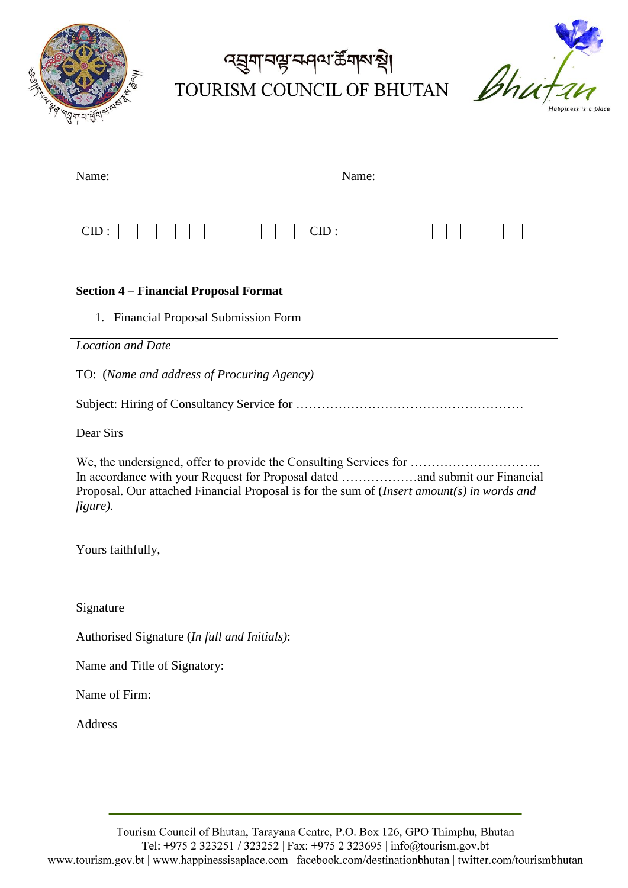# TOURISM COUNCIL OF BHUTAN

Name: Name:

CID : | | | | | | | | | | | | CID : | | | | | | | | | | | |

**Section 4 – Financial Proposal Format**

1. Financial Proposal Submission Form

*Location and Date*

TO: (*Name and address of Procuring Agency)*

Subject: Hiring of Consultancy Service for ………………………………………………

Dear Sirs

We, the undersigned, offer to provide the Consulting Services for …………………………. In accordance with your Request for Proposal dated ………………and submit our Financial Proposal. Our attached Financial Proposal is for the sum of (*Insert amount(s) in words and figure).*

Yours faithfully,

Signature

Authorised Signature (*In full and Initials)*:

Name and Title of Signatory:

Name of Firm:

Address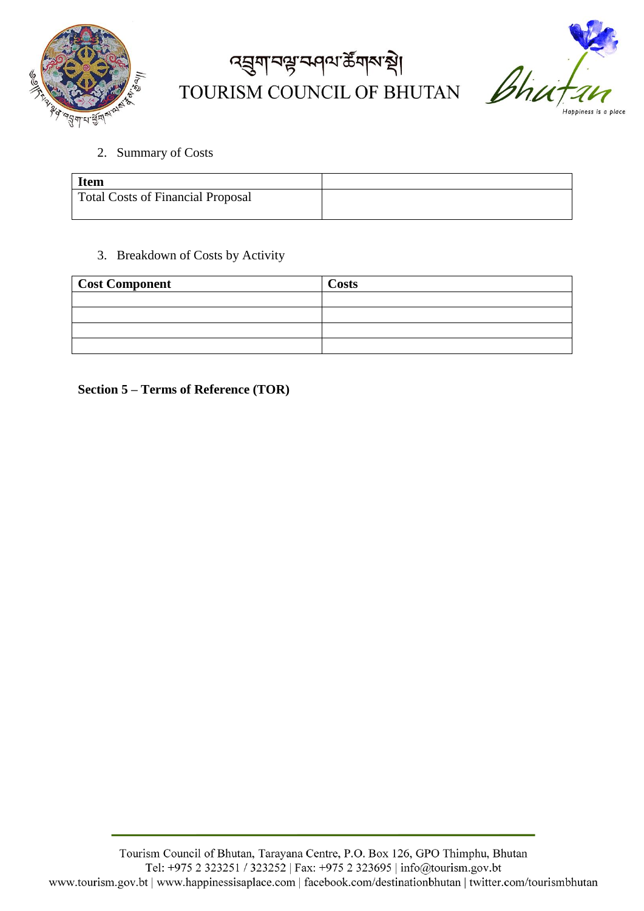2. Summary of Costs

| Item | |
|---|---|
| Total Costs of Financial Proposal | |

3. Breakdown of Costs by Activity

| Cost Component | Costs |
|---|---|
| | |
| | |
| | |
| | |

**Section 5 – Terms of Reference (TOR)**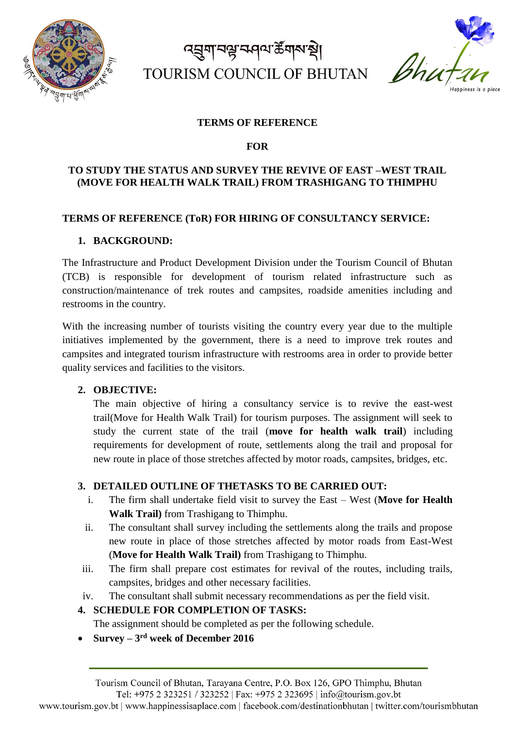འབྲུག་བརྒྱ་ལམ་འཕེལ་ཚོགས་སྡེ།

TOURISM COUNCIL OF BHUTAN

**TERMS OF REFERENCE**

**FOR**

**TO STUDY THE STATUS AND SURVEY THE REVIVE OF EAST –WEST TRAIL (MOVE FOR HEALTH WALK TRAIL) FROM TRASHIGANG TO THIMPHU**

**TERMS OF REFERENCE (ToR) FOR HIRING OF CONSULTANCY SERVICE:**

## 1. BACKGROUND:

The Infrastructure and Product Development Division under the Tourism Council of Bhutan (TCB) is responsible for development of tourism related infrastructure such as construction/maintenance of trek routes and campsites, roadside amenities including and restrooms in the country.

With the increasing number of tourists visiting the country every year due to the multiple initiatives implemented by the government, there is a need to improve trek routes and campsites and integrated tourism infrastructure with restrooms area in order to provide better quality services and facilities to the visitors.

## 2. OBJECTIVE:

The main objective of hiring a consultancy service is to revive the east-west trail(Move for Health Walk Trail) for tourism purposes. The assignment will seek to study the current state of the trail (**move for health walk trail**) including requirements for development of route, settlements along the trail and proposal for new route in place of those stretches affected by motor roads, campsites, bridges, etc.

## 3. DETAILED OUTLINE OF THETASKS TO BE CARRIED OUT:

i. The firm shall undertake field visit to survey the East – West (**Move for Health Walk Trail)** from Trashigang to Thimphu.

ii. The consultant shall survey including the settlements along the trails and propose new route in place of those stretches affected by motor roads from East-West (**Move for Health Walk Trail)** from Trashigang to Thimphu.

iii. The firm shall prepare cost estimates for revival of the routes, including trails, campsites, bridges and other necessary facilities.

iv. The consultant shall submit necessary recommendations as per the field visit.

## 4. SCHEDULE FOR COMPLETION OF TASKS:

The assignment should be completed as per the following schedule.

- **Survey – 3rd week of December 2016**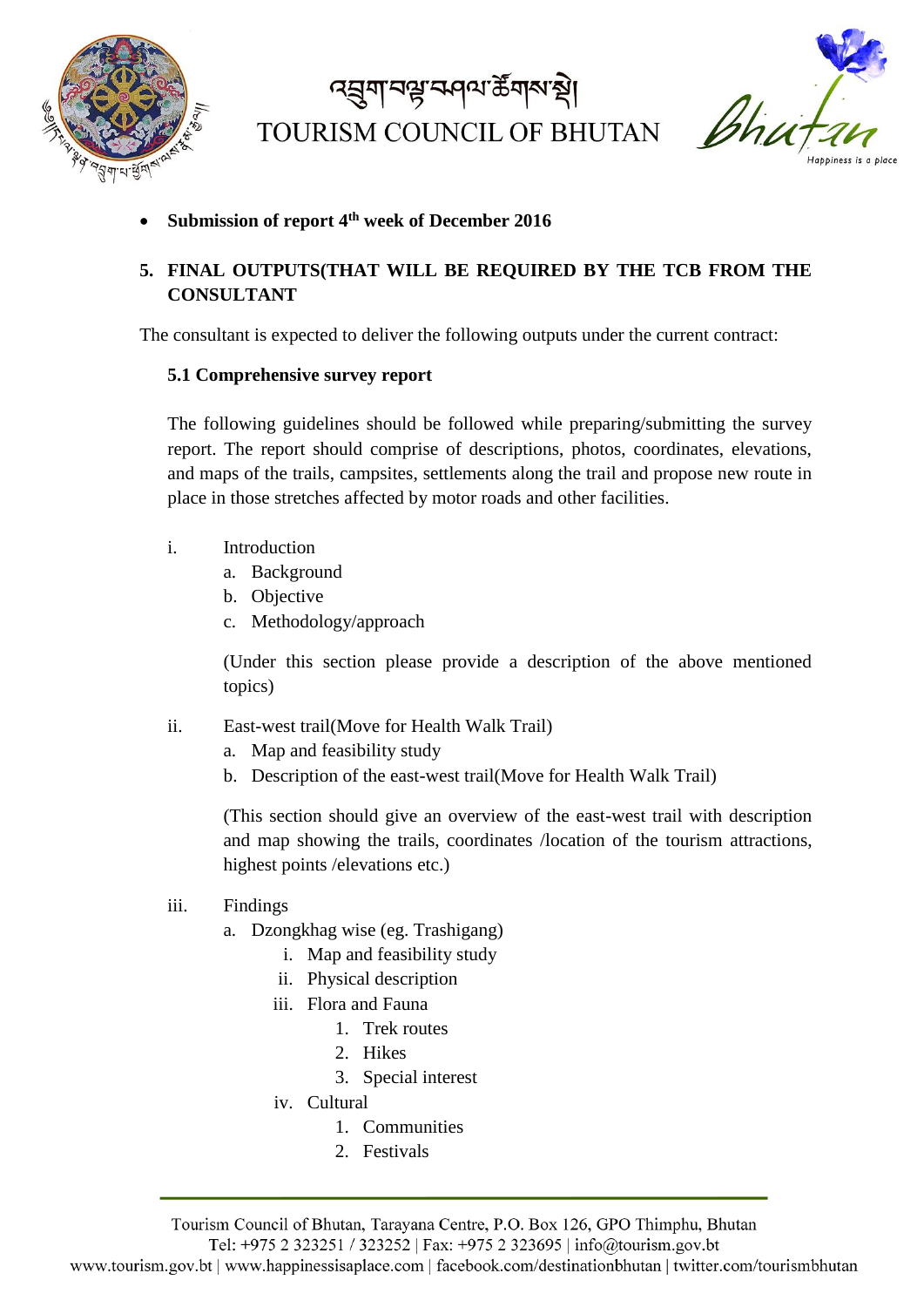- **Submission of report 4th week of December 2016**

## 5. FINAL OUTPUTS(THAT WILL BE REQUIRED BY THE TCB FROM THE CONSULTANT

The consultant is expected to deliver the following outputs under the current contract:

### 5.1 Comprehensive survey report

The following guidelines should be followed while preparing/submitting the survey report. The report should comprise of descriptions, photos, coordinates, elevations, and maps of the trails, campsites, settlements along the trail and propose new route in place in those stretches affected by motor roads and other facilities.

i. Introduction
   a. Background
   b. Objective
   c. Methodology/approach

   (Under this section please provide a description of the above mentioned topics)

ii. East-west trail(Move for Health Walk Trail)
   a. Map and feasibility study
   b. Description of the east-west trail(Move for Health Walk Trail)

   (This section should give an overview of the east-west trail with description and map showing the trails, coordinates /location of the tourism attractions, highest points /elevations etc.)

iii. Findings
   a. Dzongkhag wise (eg. Trashigang)
      i. Map and feasibility study
      ii. Physical description
      iii. Flora and Fauna
         1. Trek routes
         2. Hikes
         3. Special interest
      iv. Cultural
         1. Communities
         2. Festivals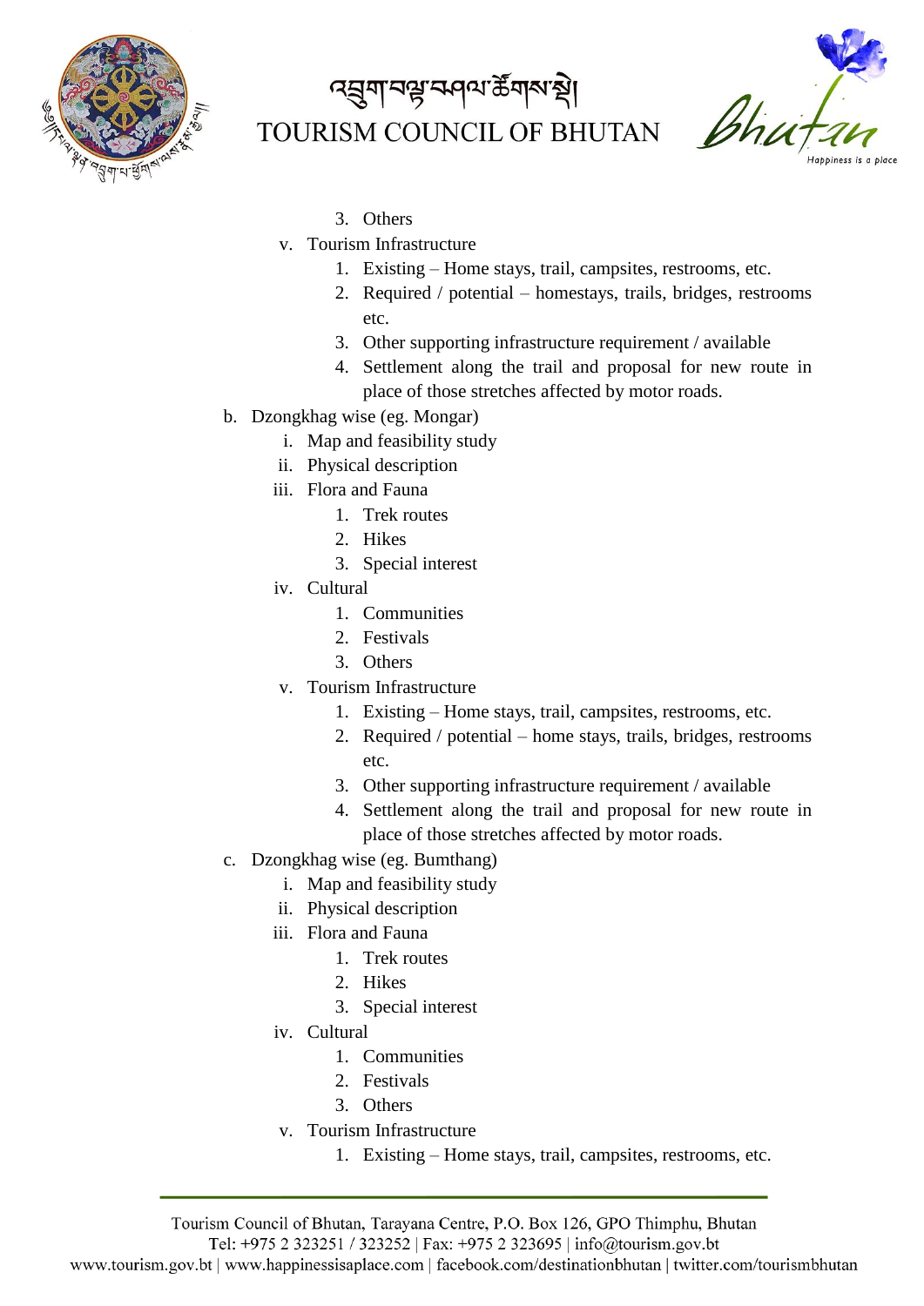3. Others

v. Tourism Infrastructure
   1. Existing – Home stays, trail, campsites, restrooms, etc.
   2. Required / potential – homestays, trails, bridges, restrooms etc.
   3. Other supporting infrastructure requirement / available
   4. Settlement along the trail and proposal for new route in place of those stretches affected by motor roads.

b. Dzongkhag wise (eg. Mongar)
   i. Map and feasibility study
   ii. Physical description
   iii. Flora and Fauna
      1. Trek routes
      2. Hikes
      3. Special interest
   iv. Cultural
      1. Communities
      2. Festivals
      3. Others
   v. Tourism Infrastructure
      1. Existing – Home stays, trail, campsites, restrooms, etc.
      2. Required / potential – home stays, trails, bridges, restrooms etc.
      3. Other supporting infrastructure requirement / available
      4. Settlement along the trail and proposal for new route in place of those stretches affected by motor roads.

c. Dzongkhag wise (eg. Bumthang)
   i. Map and feasibility study
   ii. Physical description
   iii. Flora and Fauna
      1. Trek routes
      2. Hikes
      3. Special interest
   iv. Cultural
      1. Communities
      2. Festivals
      3. Others
   v. Tourism Infrastructure
      1. Existing – Home stays, trail, campsites, restrooms, etc.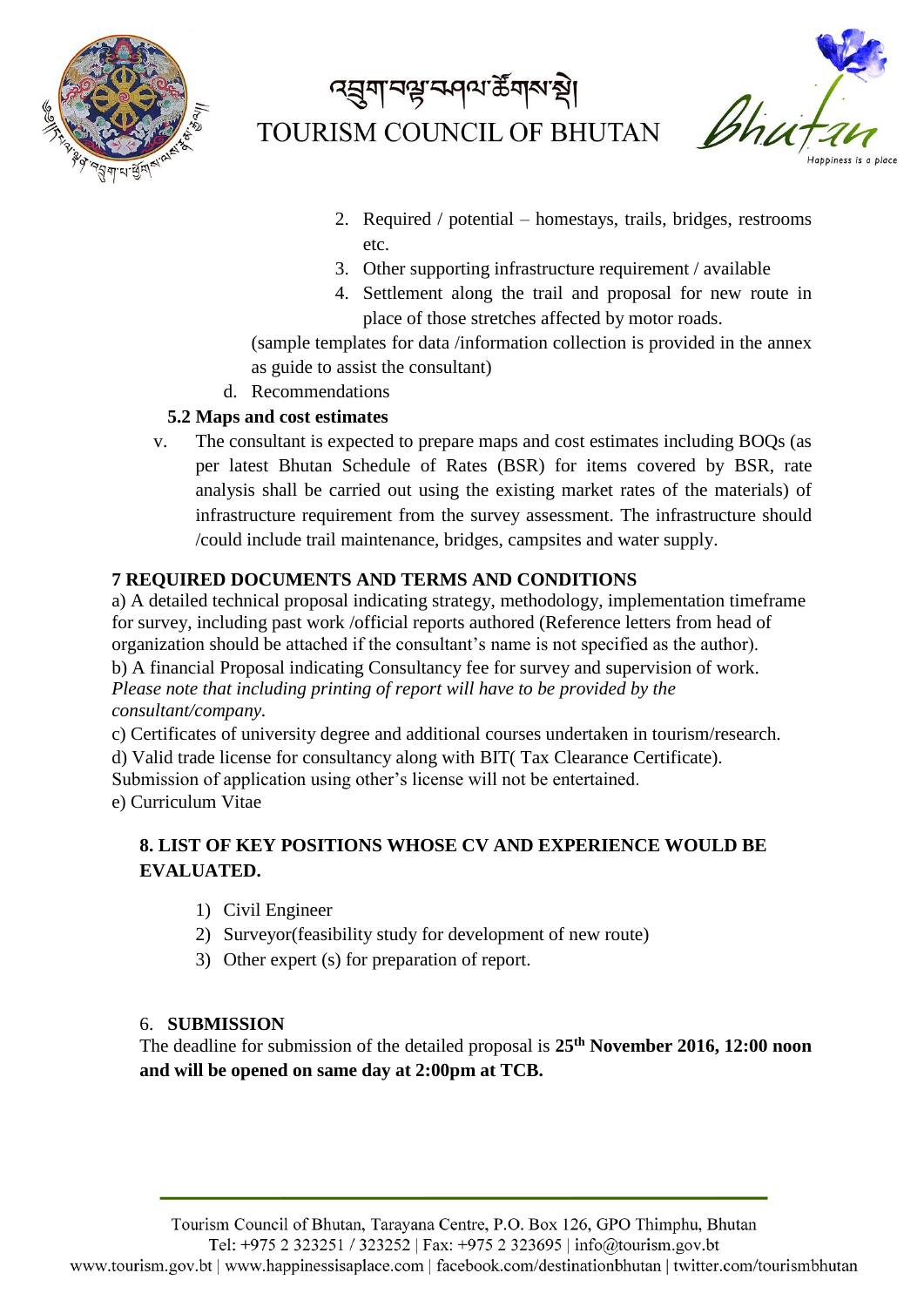2. Required / potential – homestays, trails, bridges, restrooms etc.
3. Other supporting infrastructure requirement / available
4. Settlement along the trail and proposal for new route in place of those stretches affected by motor roads.

(sample templates for data /information collection is provided in the annex as guide to assist the consultant)

d. Recommendations

### 5.2 Maps and cost estimates

v. The consultant is expected to prepare maps and cost estimates including BOQs (as per latest Bhutan Schedule of Rates (BSR) for items covered by BSR, rate analysis shall be carried out using the existing market rates of the materials) of infrastructure requirement from the survey assessment. The infrastructure should /could include trail maintenance, bridges, campsites and water supply.

## 7 REQUIRED DOCUMENTS AND TERMS AND CONDITIONS

a) A detailed technical proposal indicating strategy, methodology, implementation timeframe for survey, including past work /official reports authored (Reference letters from head of organization should be attached if the consultant's name is not specified as the author).

b) A financial Proposal indicating Consultancy fee for survey and supervision of work. *Please note that including printing of report will have to be provided by the consultant/company.*

c) Certificates of university degree and additional courses undertaken in tourism/research.

d) Valid trade license for consultancy along with BIT( Tax Clearance Certificate). Submission of application using other's license will not be entertained.

e) Curriculum Vitae

## 8. LIST OF KEY POSITIONS WHOSE CV AND EXPERIENCE WOULD BE EVALUATED.

1) Civil Engineer
2) Surveyor(feasibility study for development of new route)
3) Other expert (s) for preparation of report.

## 6. SUBMISSION

The deadline for submission of the detailed proposal is **25th November 2016, 12:00 noon and will be opened on same day at 2:00pm at TCB.**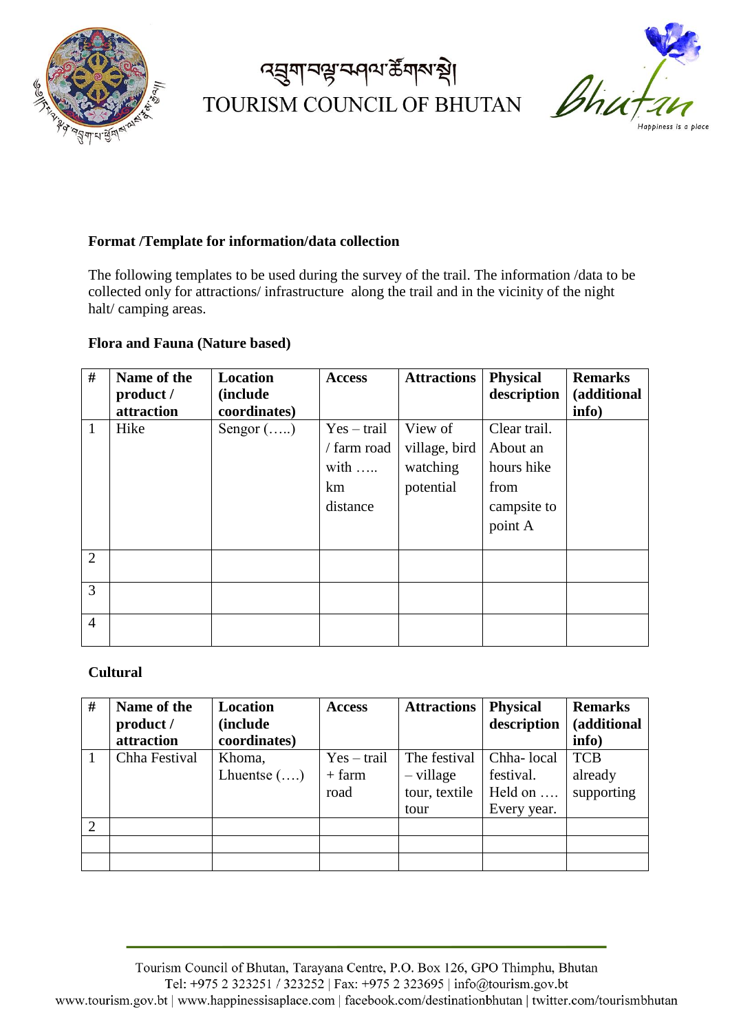༄། འབྲུག་བརྒྱ་ལམ་འཆར་ཚོགས་སྡེ།

TOURISM COUNCIL OF BHUTAN

**Format /Template for information/data collection**

The following templates to be used during the survey of the trail. The information /data to be collected only for attractions/ infrastructure along the trail and in the vicinity of the night halt/ camping areas.

**Flora and Fauna (Nature based)**

| # | Name of the product / attraction | Location (include coordinates) | Access | Attractions | Physical description | Remarks (additional info) |
|---|---|---|---|---|---|---|
| 1 | Hike | Sengor (…..) | Yes – trail / farm road with ….. km distance | View of village, bird watching potential | Clear trail. About an hours hike from campsite to point A | |
| 2 | | | | | | |
| 3 | | | | | | |
| 4 | | | | | | |

**Cultural**

| # | Name of the product / attraction | Location (include coordinates) | Access | Attractions | Physical description | Remarks (additional info) |
|---|---|---|---|---|---|---|
| 1 | Chha Festival | Khoma, Lhuentse (….) | Yes – trail + farm road | The festival – village tour, textile tour | Chha- local festival. Held on …. Every year. | TCB already supporting |
| 2 | | | | | | |
| | | | | | | |
| | | | | | | |

Tourism Council of Bhutan, Tarayana Centre, P.O. Box 126, GPO Thimphu, Bhutan
Tel: +975 2 323251 / 323252 | Fax: +975 2 323695 | info@tourism.gov.bt
www.tourism.gov.bt | www.happinessisaplace.com | facebook.com/destinationbhutan | twitter.com/tourismbhutan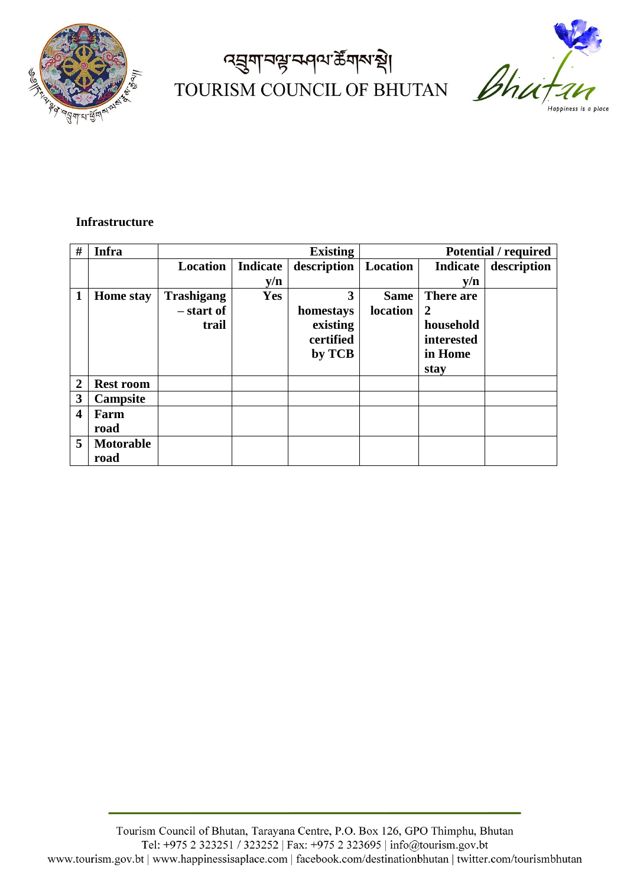**Infrastructure**

| # | Infra | Existing | | | Potential / required | | |
|---|---|---|---|---|---|---|---|
| | | Location | Indicate y/n | description | Location | Indicate y/n | description |
| 1 | Home stay | Trashigang – start of trail | Yes | 3 homestays existing certified by TCB | Same location | There are 2 household interested in Home stay | |
| 2 | Rest room | | | | | | |
| 3 | Campsite | | | | | | |
| 4 | Farm road | | | | | | |
| 5 | Motorable road | | | | | | |